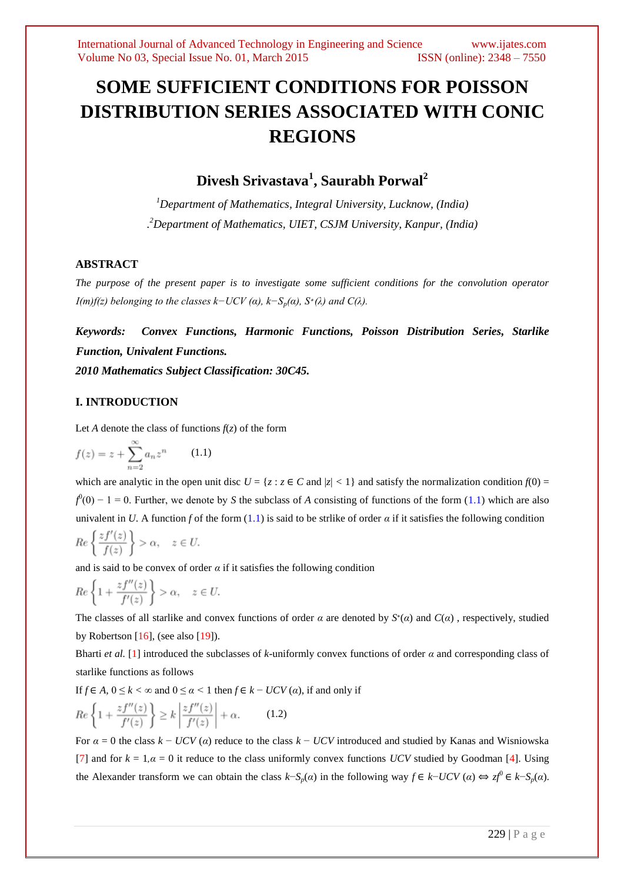# SOME SUFFICIENT CONDITIONS FOR POISSON DISTRIBUTION SERIES ASSOCIATED WITH CONIC REGIONS

## Divesh Srivastava[1], Saurabh Porwal[2]

[1]*Department of Mathematics, Integral University, Lucknow, (India)*

.[2]*Department of Mathematics, UIET, CSJM University, Kanpur, (India)*

### ABSTRACT

*The purpose of the present paper is to investigate some sufficient conditions for the convolution operator $I(m)f(z)$ belonging to the classes $k-UCV(\alpha)$, $k-S_p(\alpha)$, $S^*(\lambda)$ and $C(\lambda)$.*

***Keywords: Convex Functions, Harmonic Functions, Poisson Distribution Series, Starlike Function, Univalent Functions.***

***2010 Mathematics Subject Classification: 30C45.***

### I. INTRODUCTION

Let $A$ denote the class of functions $f(z)$ of the form

$$f(z) = z + \sum_{n=2}^{\infty} a_n z^n \qquad (1.1)$$

which are analytic in the open unit disc $U = \{z : z \in C \text{ and } |z| < 1\}$ and satisfy the normalization condition $f(0) = f^0(0) - 1 = 0$. Further, we denote by $S$ the subclass of $A$ consisting of functions of the form (1.1) which are also univalent in $U$. A function $f$ of the form (1.1) is said to be strlike of order $\alpha$ if it satisfies the following condition

$$Re\left\{\frac{zf'(z)}{f(z)}\right\} > \alpha, \quad z \in U.$$

and is said to be convex of order $\alpha$ if it satisfies the following condition

$$Re\left\{1 + \frac{zf''(z)}{f'(z)}\right\} > \alpha, \quad z \in U.$$

The classes of all starlike and convex functions of order $\alpha$ are denoted by $S^*(\alpha)$ and $C(\alpha)$ , respectively, studied by Robertson [16], (see also [19]).

Bharti *et al.* [1] introduced the subclasses of $k$-uniformly convex functions of order $\alpha$ and corresponding class of starlike functions as follows

If $f \in A$, $0 \le k < \infty$ and $0 \le \alpha < 1$ then $f \in k - UCV(\alpha)$, if and only if

$$Re\left\{1 + \frac{zf''(z)}{f'(z)}\right\} \ge k\left|\frac{zf''(z)}{f'(z)}\right| + \alpha. \qquad (1.2)$$

For $\alpha = 0$ the class $k - UCV(\alpha)$ reduce to the class $k - UCV$ introduced and studied by Kanas and Wisniowska [7] and for $k = 1, \alpha = 0$ it reduce to the class uniformly convex functions $UCV$ studied by Goodman [4]. Using the Alexander transform we can obtain the class $k-S_p(\alpha)$ in the following way $f \in k-UCV(\alpha) \Leftrightarrow zf^0 \in k-S_p(\alpha)$.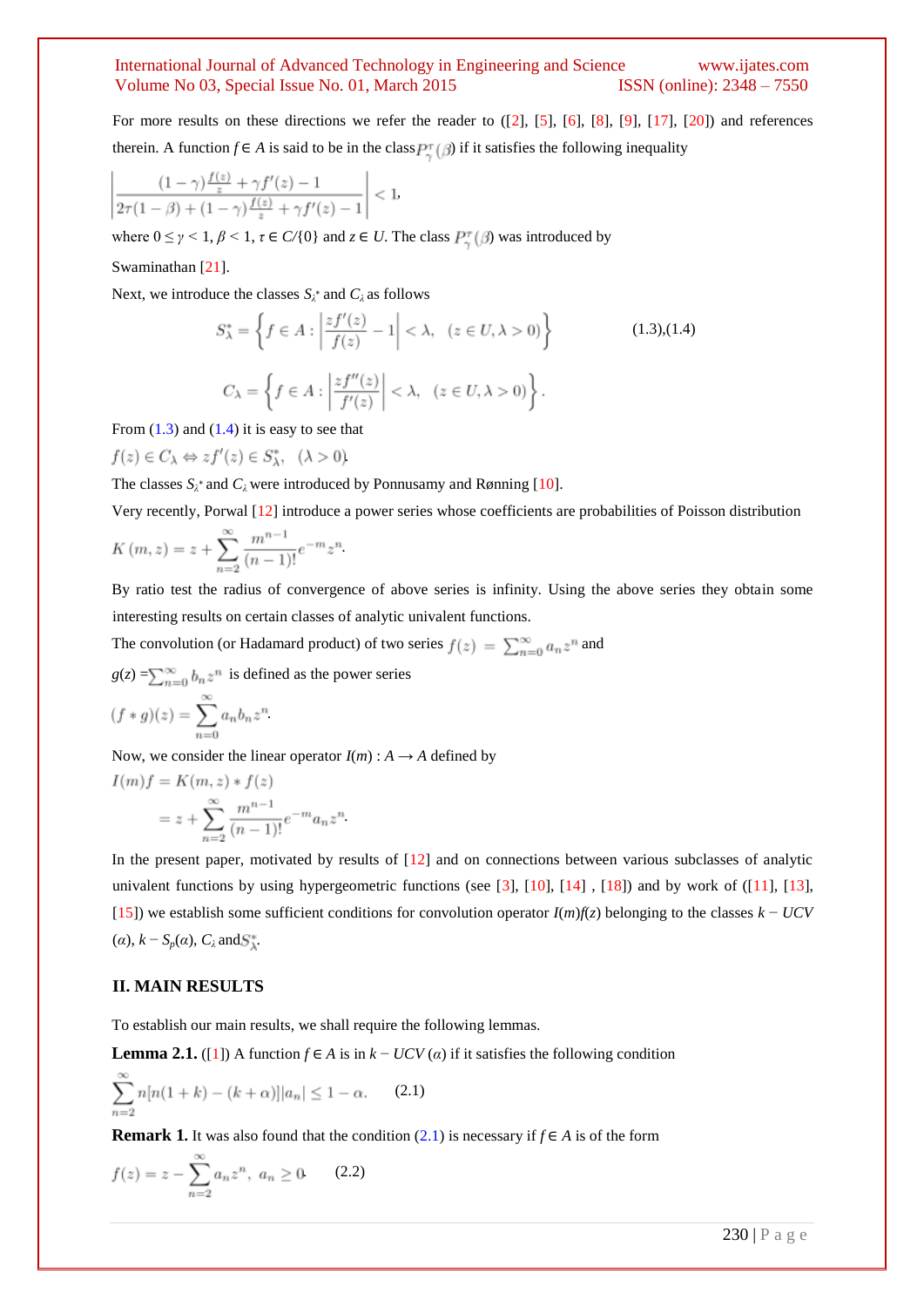For more results on these directions we refer the reader to ([2], [5], [6], [8], [9], [17], [20]) and references therein. A function $f \in A$ is said to be in the class $P_\gamma^\tau(\beta)$ if it satisfies the following inequality

$$\left| \frac{(1-\gamma)\frac{f(z)}{z} + \gamma f'(z) - 1}{2\tau(1-\beta) + (1-\gamma)\frac{f(z)}{z} + \gamma f'(z) - 1} \right| < 1,$$

where $0 \le \gamma < 1$, $\beta < 1$, $\tau \in C/\{0\}$ and $z \in U$. The class $P_\gamma^\tau(\beta)$ was introduced by Swaminathan [21].

Next, we introduce the classes $S_\lambda^*$ and $C_\lambda$ as follows

$$S_\lambda^* = \left\{ f \in A : \left| \frac{zf'(z)}{f(z)} - 1 \right| < \lambda, \quad (z \in U, \lambda > 0) \right\} \qquad (1.3),(1.4)$$

$$C_\lambda = \left\{ f \in A : \left| \frac{zf''(z)}{f'(z)} \right| < \lambda, \quad (z \in U, \lambda > 0) \right\}.$$

From (1.3) and (1.4) it is easy to see that

$f(z) \in C_\lambda \Leftrightarrow zf'(z) \in S_\lambda^*, \quad (\lambda > 0)$.

The classes $S_\lambda^*$ and $C_\lambda$ were introduced by Ponnusamy and Rønning [10].

Very recently, Porwal [12] introduce a power series whose coefficients are probabilities of Poisson distribution

$$K(m, z) = z + \sum_{n=2}^{\infty} \frac{m^{n-1}}{(n-1)!} e^{-m} z^n.$$

By ratio test the radius of convergence of above series is infinity. Using the above series they obtain some interesting results on certain classes of analytic univalent functions.

The convolution (or Hadamard product) of two series $f(z) = \sum_{n=0}^{\infty} a_n z^n$ and $g(z) = \sum_{n=0}^{\infty} b_n z^n$ is defined as the power series

$$(f * g)(z) = \sum_{n=0}^{\infty} a_n b_n z^n.$$

Now, we consider the linear operator $I(m) : A \to A$ defined by

$$I(m)f = K(m, z) * f(z)$$
$$= z + \sum_{n=2}^{\infty} \frac{m^{n-1}}{(n-1)!} e^{-m} a_n z^n.$$

In the present paper, motivated by results of [12] and on connections between various subclasses of analytic univalent functions by using hypergeometric functions (see [3], [10], [14] , [18]) and by work of ([11], [13], [15]) we establish some sufficient conditions for convolution operator $I(m)f(z)$ belonging to the classes $k - UCV(\alpha)$, $k - S_p(\alpha)$, $C_\lambda$ and $S_\lambda^*$.

## II. MAIN RESULTS

To establish our main results, we shall require the following lemmas.

**Lemma 2.1.** ([1]) A function $f \in A$ is in $k - UCV(\alpha)$ if it satisfies the following condition

$$\sum_{n=2}^{\infty} n[n(1+k) - (k+\alpha)]|a_n| \le 1 - \alpha. \qquad (2.1)$$

**Remark 1.** It was also found that the condition (2.1) is necessary if $f \in A$ is of the form

$$f(z) = z - \sum_{n=2}^{\infty} a_n z^n, \ a_n \ge 0. \qquad (2.2)$$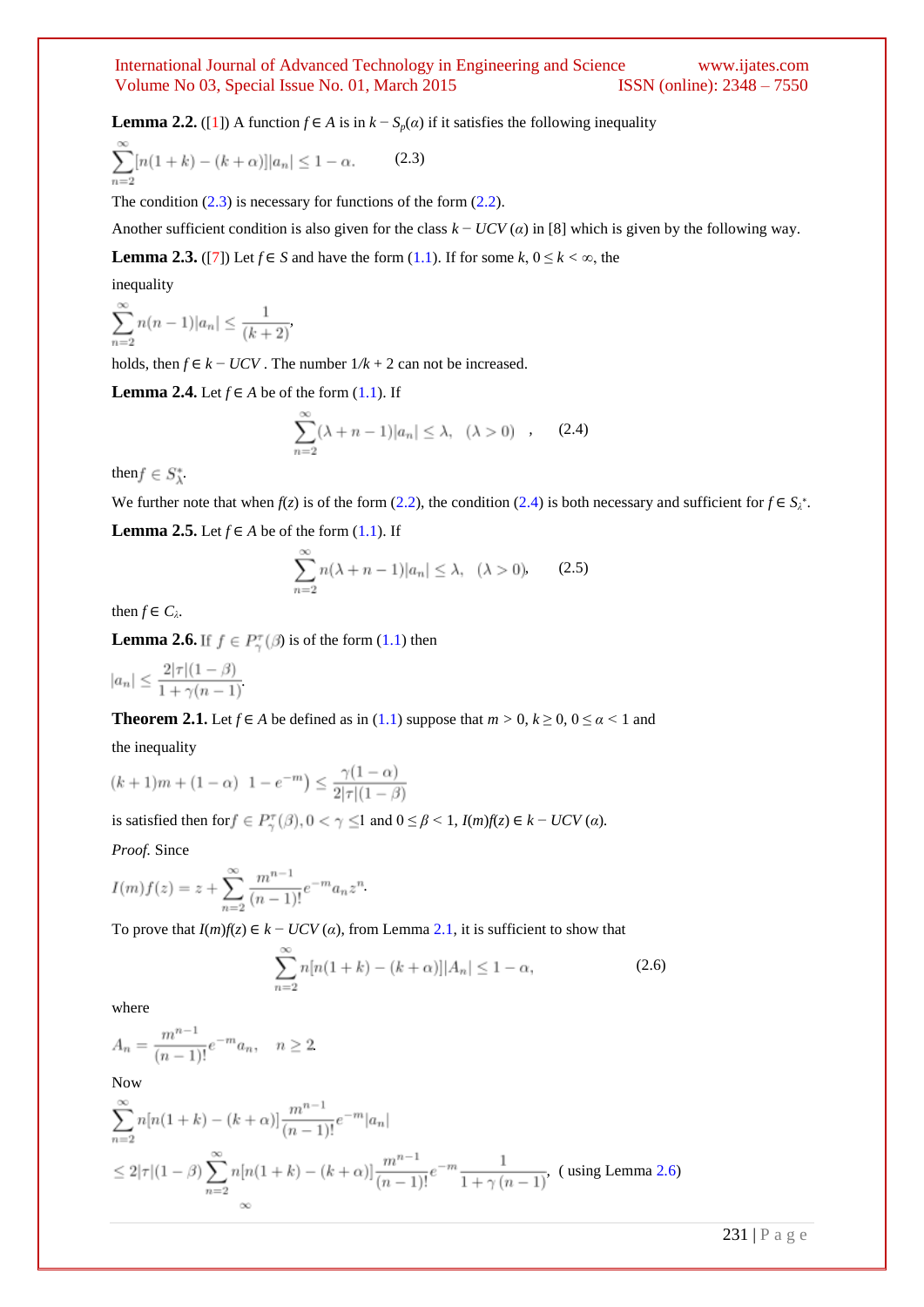**Lemma 2.2.** ([1]) A function $f \in A$ is in $k - S_p(\alpha)$ if it satisfies the following inequality

$$\sum_{n=2}^{\infty}[n(1+k)-(k+\alpha)]|a_n| \le 1-\alpha. \qquad (2.3)$$

The condition (2.3) is necessary for functions of the form (2.2).

Another sufficient condition is also given for the class $k - UCV\,(\alpha)$ in [8] which is given by the following way.

**Lemma 2.3.** ([7]) Let $f \in S$ and have the form (1.1). If for some $k$, $0 \le k < \infty$, the inequality

$$\sum_{n=2}^{\infty} n(n-1)|a_n| \le \frac{1}{(k+2)},$$

holds, then $f \in k - UCV$ . The number $1/k + 2$ can not be increased.

**Lemma 2.4.** Let $f \in A$ be of the form (1.1). If

$$\sum_{n=2}^{\infty}(\lambda+n-1)|a_n| \le \lambda, \quad (\lambda > 0) \quad , \qquad (2.4)$$

then $f \in S^*_\lambda$.

We further note that when $f(z)$ is of the form (2.2), the condition (2.4) is both necessary and sufficient for $f \in S_\lambda^*$.

**Lemma 2.5.** Let $f \in A$ be of the form (1.1). If

$$\sum_{n=2}^{\infty} n(\lambda+n-1)|a_n| \le \lambda, \quad (\lambda > 0), \qquad (2.5)$$

then $f \in C_\lambda$.

**Lemma 2.6.** If $f \in P_\gamma^\tau(\beta)$ is of the form (1.1) then

$$|a_n| \le \frac{2|\tau|(1-\beta)}{1+\gamma(n-1)}.$$

**Theorem 2.1.** Let $f \in A$ be defined as in (1.1) suppose that $m > 0$, $k \ge 0$, $0 \le \alpha < 1$ and the inequality

$$(k+1)m + (1-\alpha)\ \ 1 - e^{-m}) \le \frac{\gamma(1-\alpha)}{2|\tau|(1-\beta)}$$

is satisfied then for $f \in P_\gamma^\tau(\beta), 0 < \gamma \le 1$ and $0 \le \beta < 1$, $I(m)f(z) \in k - UCV\,(\alpha)$.

*Proof.* Since

$$I(m)f(z) = z + \sum_{n=2}^{\infty}\frac{m^{n-1}}{(n-1)!}e^{-m}a_n z^n.$$

To prove that $I(m)f(z) \in k - UCV\,(\alpha)$, from Lemma 2.1, it is sufficient to show that

$$\sum_{n=2}^{\infty} n[n(1+k)-(k+\alpha)]|A_n| \le 1-\alpha, \qquad (2.6)$$

where

$$A_n = \frac{m^{n-1}}{(n-1)!}e^{-m}a_n, \quad n \ge 2.$$

Now

$$\sum_{n=2}^{\infty} n[n(1+k)-(k+\alpha)]\frac{m^{n-1}}{(n-1)!}e^{-m}|a_n|$$

$$\le 2|\tau|(1-\beta)\sum_{n=2}^{\infty} n[n(1+k)-(k+\alpha)]\frac{m^{n-1}}{(n-1)!}e^{-m}\frac{1}{1+\gamma(n-1)}, \text{ ( using Lemma 2.6)}$$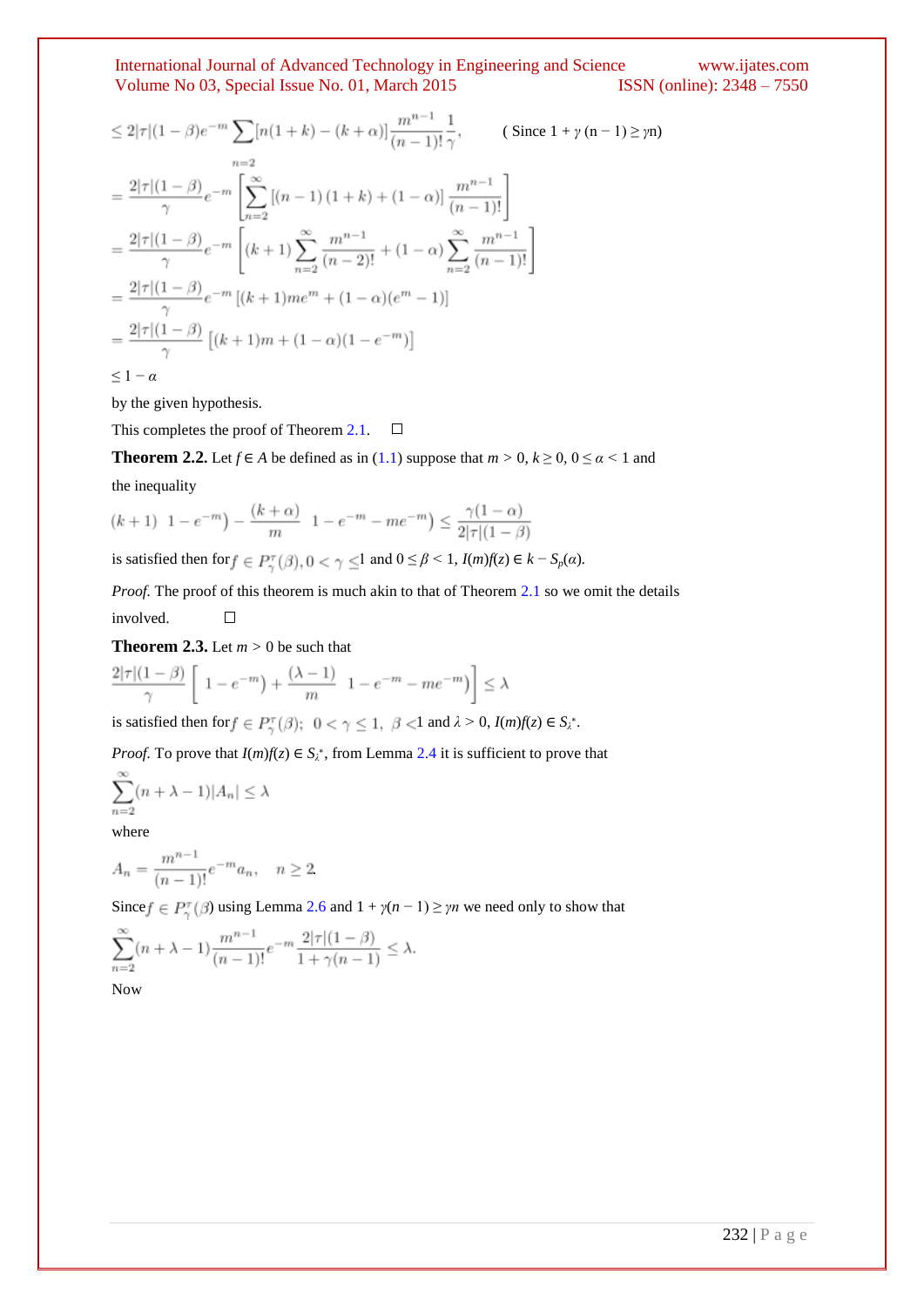$$\leq 2|\tau|(1-\beta)e^{-m}\sum_{n=2}[n(1+k)-(k+\alpha)]\frac{m^{n-1}}{(n-1)!}\frac{1}{\gamma}, \qquad (\text{Since } 1+\gamma(n-1)\geq \gamma n)$$

$$=\frac{2|\tau|(1-\beta)}{\gamma}e^{-m}\left[\sum_{n=2}^{\infty}[(n-1)(1+k)+(1-\alpha)]\frac{m^{n-1}}{(n-1)!}\right]$$

$$=\frac{2|\tau|(1-\beta)}{\gamma}e^{-m}\left[(k+1)\sum_{n=2}^{\infty}\frac{m^{n-1}}{(n-2)!}+(1-\alpha)\sum_{n=2}^{\infty}\frac{m^{n-1}}{(n-1)!}\right]$$

$$=\frac{2|\tau|(1-\beta)}{\gamma}e^{-m}[(k+1)me^{m}+(1-\alpha)(e^{m}-1)]$$

$$=\frac{2|\tau|(1-\beta)}{\gamma}[(k+1)m+(1-\alpha)(1-e^{-m})]$$

$\leq 1-\alpha$

by the given hypothesis.

This completes the proof of Theorem 2.1. □

**Theorem 2.2.** Let $f \in A$ be defined as in (1.1) suppose that $m > 0$, $k \geq 0$, $0 \leq \alpha < 1$ and the inequality

$$(k+1)\left(1-e^{-m}\right)-\frac{(k+\alpha)}{m}\left(1-e^{-m}-me^{-m}\right)\leq\frac{\gamma(1-\alpha)}{2|\tau|(1-\beta)}$$

is satisfied then for $f \in P_{\gamma}^{\tau}(\beta), 0<\gamma\leq 1$ and $0 \leq \beta < 1$, $I(m)f(z) \in k-S_p(\alpha)$.

*Proof.* The proof of this theorem is much akin to that of Theorem 2.1 so we omit the details involved. □

**Theorem 2.3.** Let $m > 0$ be such that

$$\frac{2|\tau|(1-\beta)}{\gamma}\left[\left(1-e^{-m}\right)+\frac{(\lambda-1)}{m}\left(1-e^{-m}-me^{-m}\right)\right]\leq\lambda$$

is satisfied then for $f \in P_{\gamma}^{\tau}(\beta);\ 0<\gamma\leq 1,\ \beta<1$ and $\lambda > 0$, $I(m)f(z) \in S_{\lambda}^{*}$.

*Proof.* To prove that $I(m)f(z) \in S_{\lambda}^{*}$, from Lemma 2.4 it is sufficient to prove that

$$\sum_{n=2}^{\infty}(n+\lambda-1)|A_n|\leq\lambda$$

where

$$A_n=\frac{m^{n-1}}{(n-1)!}e^{-m}a_n, \quad n\geq 2.$$

Since $f \in P_{\gamma}^{\tau}(\beta)$ using Lemma 2.6 and $1+\gamma(n-1)\geq\gamma n$ we need only to show that

$$\sum_{n=2}^{\infty}(n+\lambda-1)\frac{m^{n-1}}{(n-1)!}e^{-m}\frac{2|\tau|(1-\beta)}{1+\gamma(n-1)}\leq\lambda.$$

Now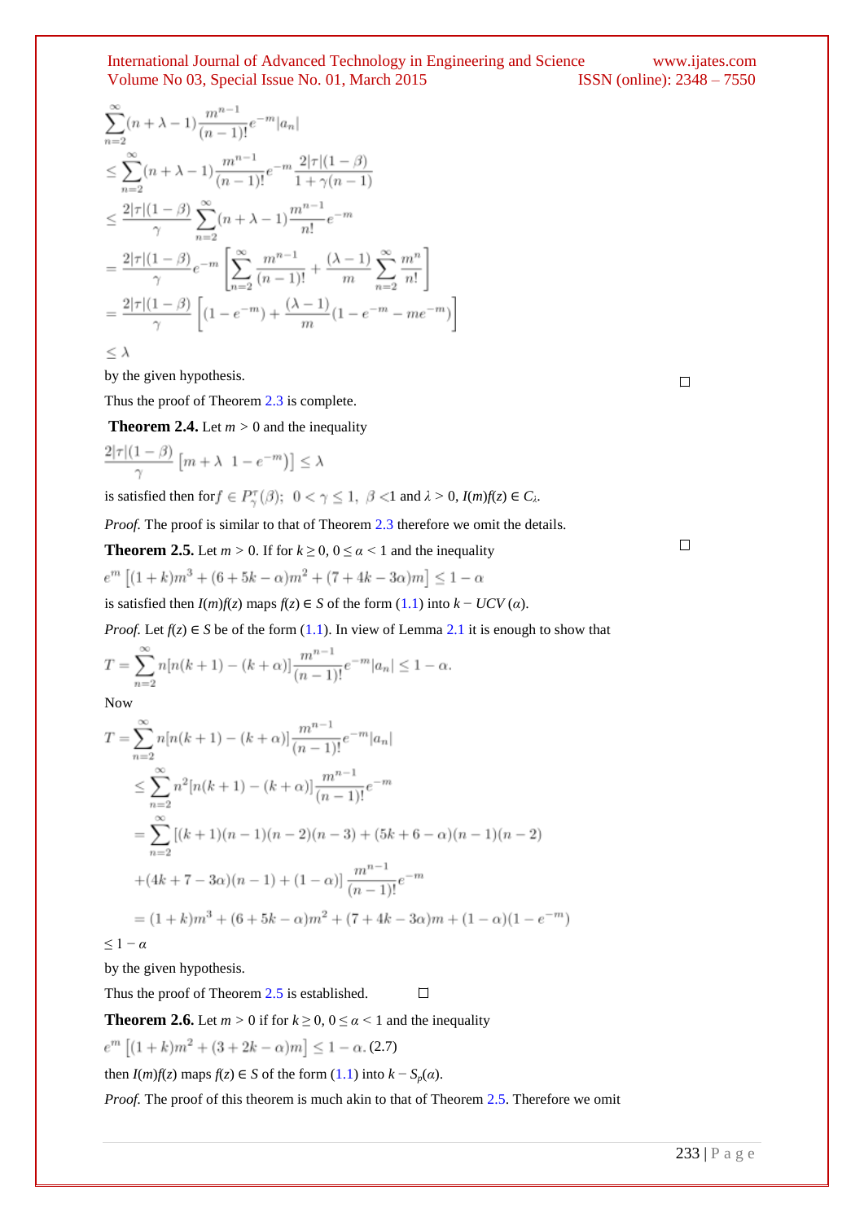$$\sum_{n=2}^{\infty}(n+\lambda-1)\frac{m^{n-1}}{(n-1)!}e^{-m}|a_n|$$

$$\leq \sum_{n=2}^{\infty}(n+\lambda-1)\frac{m^{n-1}}{(n-1)!}e^{-m}\frac{2|\tau|(1-\beta)}{1+\gamma(n-1)}$$

$$\leq \frac{2|\tau|(1-\beta)}{\gamma}\sum_{n=2}^{\infty}(n+\lambda-1)\frac{m^{n-1}}{n!}e^{-m}$$

$$= \frac{2|\tau|(1-\beta)}{\gamma}e^{-m}\left[\sum_{n=2}^{\infty}\frac{m^{n-1}}{(n-1)!}+\frac{(\lambda-1)}{m}\sum_{n=2}^{\infty}\frac{m^n}{n!}\right]$$

$$= \frac{2|\tau|(1-\beta)}{\gamma}\left[(1-e^{-m})+\frac{(\lambda-1)}{m}(1-e^{-m}-me^{-m})\right]$$

$$\leq \lambda$$

by the given hypothesis. □

Thus the proof of Theorem 2.3 is complete.

**Theorem 2.4.** Let $m > 0$ and the inequality

$$\frac{2|\tau|(1-\beta)}{\gamma}\left[m+\lambda\ \ 1-e^{-m})\right] \leq \lambda$$

is satisfied then for $f \in P_{\gamma}^{\tau}(\beta)$; $0 < \gamma \leq 1$, $\beta < 1$ and $\lambda > 0$, $I(m)f(z) \in C_{\lambda}$.

*Proof.* The proof is similar to that of Theorem 2.3 therefore we omit the details. □

**Theorem 2.5.** Let $m > 0$. If for $k \geq 0$, $0 \leq \alpha < 1$ and the inequality

$$e^m\left[(1+k)m^3+(6+5k-\alpha)m^2+(7+4k-3\alpha)m\right] \leq 1-\alpha$$

is satisfied then $I(m)f(z)$ maps $f(z) \in S$ of the form (1.1) into $k-UCV(\alpha)$.

*Proof.* Let $f(z) \in S$ be of the form (1.1). In view of Lemma 2.1 it is enough to show that

$$T = \sum_{n=2}^{\infty}n[n(k+1)-(k+\alpha)]\frac{m^{n-1}}{(n-1)!}e^{-m}|a_n| \leq 1-\alpha.$$

Now

$$T = \sum_{n=2}^{\infty}n[n(k+1)-(k+\alpha)]\frac{m^{n-1}}{(n-1)!}e^{-m}|a_n|$$

$$\leq \sum_{n=2}^{\infty}n^2[n(k+1)-(k+\alpha)]\frac{m^{n-1}}{(n-1)!}e^{-m}$$

$$= \sum_{n=2}^{\infty}[(k+1)(n-1)(n-2)(n-3)+(5k+6-\alpha)(n-1)(n-2)$$

$$+(4k+7-3\alpha)(n-1)+(1-\alpha)]\frac{m^{n-1}}{(n-1)!}e^{-m}$$

$$= (1+k)m^3+(6+5k-\alpha)m^2+(7+4k-3\alpha)m+(1-\alpha)(1-e^{-m})$$

$$\leq 1-\alpha$$

by the given hypothesis.

Thus the proof of Theorem 2.5 is established. □

**Theorem 2.6.** Let $m > 0$ if for $k \geq 0$, $0 \leq \alpha < 1$ and the inequality

$$e^m\left[(1+k)m^2+(3+2k-\alpha)m\right] \leq 1-\alpha. \quad (2.7)$$

then $I(m)f(z)$ maps $f(z) \in S$ of the form (1.1) into $k-S_p(\alpha)$.

*Proof.* The proof of this theorem is much akin to that of Theorem 2.5. Therefore we omit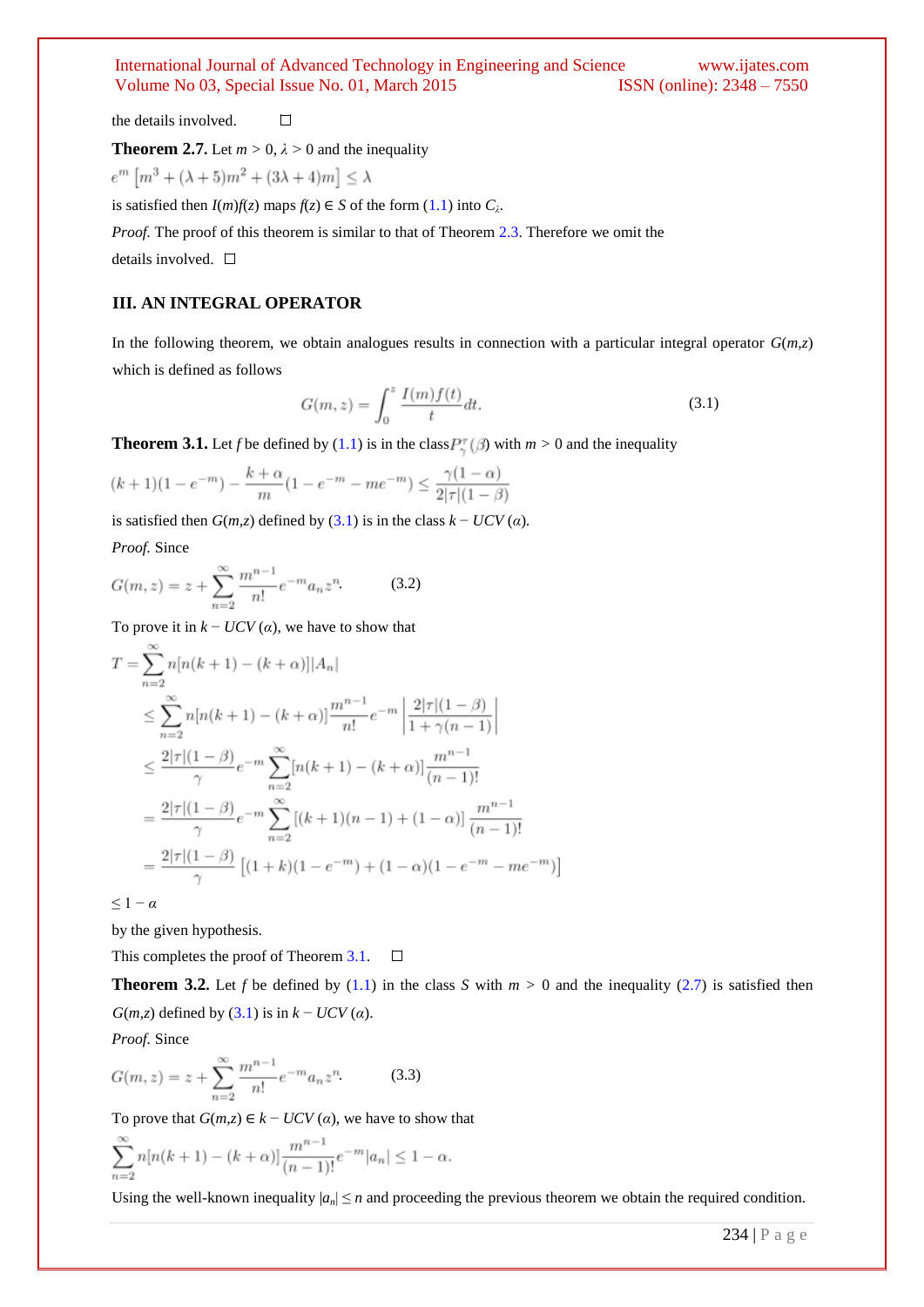the details involved. □

**Theorem 2.7.** Let $m > 0$, $\lambda > 0$ and the inequality

$$e^m \left[m^3 + (\lambda+5)m^2 + (3\lambda+4)m\right] \leq \lambda$$

is satisfied then $I(m)f(z)$ maps $f(z) \in S$ of the form (1.1) into $C_\lambda$.

*Proof.* The proof of this theorem is similar to that of Theorem 2.3. Therefore we omit the details involved. □

## III. AN INTEGRAL OPERATOR

In the following theorem, we obtain analogues results in connection with a particular integral operator $G(m,z)$ which is defined as follows

$$G(m,z) = \int_0^z \frac{I(m)f(t)}{t}dt. \tag{3.1}$$

**Theorem 3.1.** Let $f$ be defined by (1.1) is in the class $P_\gamma^\tau(\beta)$ with $m > 0$ and the inequality

$$(k+1)(1-e^{-m}) - \frac{k+\alpha}{m}(1-e^{-m}-me^{-m}) \leq \frac{\gamma(1-\alpha)}{2|\tau|(1-\beta)}$$

is satisfied then $G(m,z)$ defined by (3.1) is in the class $k - UCV\,(\alpha)$.

*Proof.* Since

$$G(m,z) = z + \sum_{n=2}^{\infty} \frac{m^{n-1}}{n!}e^{-m}a_n z^n. \tag{3.2}$$

To prove it in $k - UCV\,(\alpha)$, we have to show that

$$\begin{aligned}
T &= \sum_{n=2}^{\infty} n[n(k+1)-(k+\alpha)]|A_n| \\
&\leq \sum_{n=2}^{\infty} n[n(k+1)-(k+\alpha)]\frac{m^{n-1}}{n!}e^{-m}\left|\frac{2|\tau|(1-\beta)}{1+\gamma(n-1)}\right| \\
&\leq \frac{2|\tau|(1-\beta)}{\gamma}e^{-m}\sum_{n=2}^{\infty}[n(k+1)-(k+\alpha)]\frac{m^{n-1}}{(n-1)!} \\
&= \frac{2|\tau|(1-\beta)}{\gamma}e^{-m}\sum_{n=2}^{\infty}\left[(k+1)(n-1)+(1-\alpha)\right]\frac{m^{n-1}}{(n-1)!} \\
&= \frac{2|\tau|(1-\beta)}{\gamma}\left[(1+k)(1-e^{-m})+(1-\alpha)(1-e^{-m}-me^{-m})\right]
\end{aligned}$$

$\leq 1-\alpha$

by the given hypothesis.

This completes the proof of Theorem 3.1. □

**Theorem 3.2.** Let $f$ be defined by (1.1) in the class $S$ with $m > 0$ and the inequality (2.7) is satisfied then $G(m,z)$ defined by (3.1) is in $k - UCV\,(\alpha)$.

*Proof.* Since

$$G(m,z) = z + \sum_{n=2}^{\infty} \frac{m^{n-1}}{n!}e^{-m}a_n z^n. \tag{3.3}$$

To prove that $G(m,z) \in k - UCV\,(\alpha)$, we have to show that

$$\sum_{n=2}^{\infty} n[n(k+1)-(k+\alpha)]\frac{m^{n-1}}{(n-1)!}e^{-m}|a_n| \leq 1-\alpha.$$

Using the well-known inequality $|a_n| \leq n$ and proceeding the previous theorem we obtain the required condition.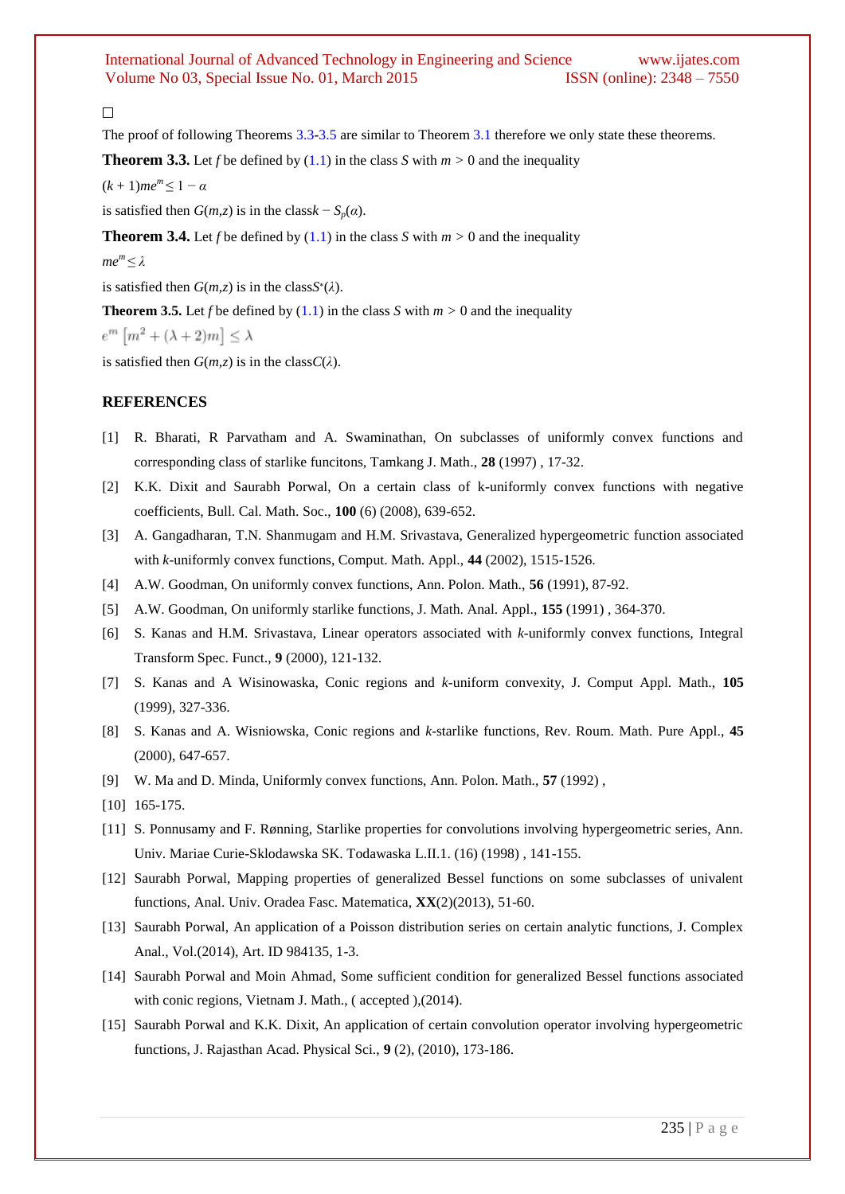□

The proof of following Theorems 3.3-3.5 are similar to Theorem 3.1 therefore we only state these theorems.

**Theorem 3.3.** Let $f$ be defined by (1.1) in the class $S$ with $m > 0$ and the inequality

$(k + 1)me^m \leq 1 - \alpha$

is satisfied then $G(m,z)$ is in the class $k - S_p(\alpha)$.

**Theorem 3.4.** Let $f$ be defined by (1.1) in the class $S$ with $m > 0$ and the inequality

$me^m \leq \lambda$

is satisfied then $G(m,z)$ is in the class $S^*(\lambda)$.

**Theorem 3.5.** Let $f$ be defined by (1.1) in the class $S$ with $m > 0$ and the inequality

$e^m \left[m^2 + (\lambda + 2)m\right] \leq \lambda$

is satisfied then $G(m,z)$ is in the class $C(\lambda)$.

## REFERENCES

[1] R. Bharati, R Parvatham and A. Swaminathan, On subclasses of uniformly convex functions and corresponding class of starlike funcitons, Tamkang J. Math., **28** (1997) , 17-32.

[2] K.K. Dixit and Saurabh Porwal, On a certain class of k-uniformly convex functions with negative coefficients, Bull. Cal. Math. Soc., **100** (6) (2008), 639-652.

[3] A. Gangadharan, T.N. Shanmugam and H.M. Srivastava, Generalized hypergeometric function associated with *k*-uniformly convex functions, Comput. Math. Appl., **44** (2002), 1515-1526.

[4] A.W. Goodman, On uniformly convex functions, Ann. Polon. Math., **56** (1991), 87-92.

[5] A.W. Goodman, On uniformly starlike functions, J. Math. Anal. Appl., **155** (1991) , 364-370.

[6] S. Kanas and H.M. Srivastava, Linear operators associated with *k*-uniformly convex functions, Integral Transform Spec. Funct., **9** (2000), 121-132.

[7] S. Kanas and A Wisinowaska, Conic regions and *k*-uniform convexity, J. Comput Appl. Math., **105** (1999), 327-336.

[8] S. Kanas and A. Wisniowska, Conic regions and *k*-starlike functions, Rev. Roum. Math. Pure Appl., **45** (2000), 647-657.

[9] W. Ma and D. Minda, Uniformly convex functions, Ann. Polon. Math., **57** (1992) ,

[10] 165-175.

[11] S. Ponnusamy and F. Rønning, Starlike properties for convolutions involving hypergeometric series, Ann. Univ. Mariae Curie-Sklodawska SK. Todawaska L.II.1. (16) (1998) , 141-155.

[12] Saurabh Porwal, Mapping properties of generalized Bessel functions on some subclasses of univalent functions, Anal. Univ. Oradea Fasc. Matematica, **XX**(2)(2013), 51-60.

[13] Saurabh Porwal, An application of a Poisson distribution series on certain analytic functions, J. Complex Anal., Vol.(2014), Art. ID 984135, 1-3.

[14] Saurabh Porwal and Moin Ahmad, Some sufficient condition for generalized Bessel functions associated with conic regions, Vietnam J. Math., ( accepted ),(2014).

[15] Saurabh Porwal and K.K. Dixit, An application of certain convolution operator involving hypergeometric functions, J. Rajasthan Acad. Physical Sci., **9** (2), (2010), 173-186.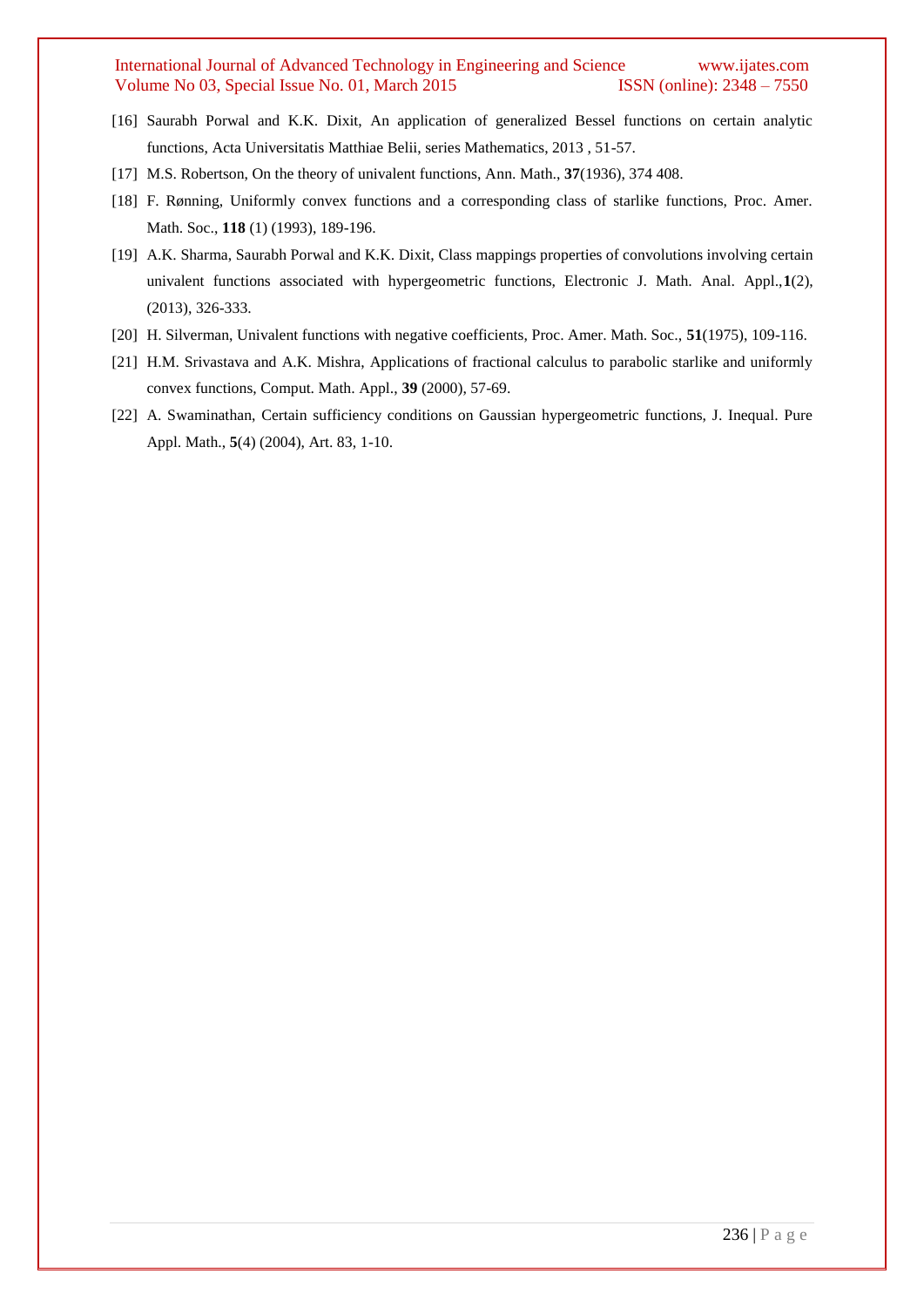[16] Saurabh Porwal and K.K. Dixit, An application of generalized Bessel functions on certain analytic functions, Acta Universitatis Matthiae Belii, series Mathematics, 2013 , 51-57.

[17] M.S. Robertson, On the theory of univalent functions, Ann. Math., **37**(1936), 374 408.

[18] F. Rønning, Uniformly convex functions and a corresponding class of starlike functions, Proc. Amer. Math. Soc., **118** (1) (1993), 189-196.

[19] A.K. Sharma, Saurabh Porwal and K.K. Dixit, Class mappings properties of convolutions involving certain univalent functions associated with hypergeometric functions, Electronic J. Math. Anal. Appl.,**1**(2), (2013), 326-333.

[20] H. Silverman, Univalent functions with negative coefficients, Proc. Amer. Math. Soc., **51**(1975), 109-116.

[21] H.M. Srivastava and A.K. Mishra, Applications of fractional calculus to parabolic starlike and uniformly convex functions, Comput. Math. Appl., **39** (2000), 57-69.

[22] A. Swaminathan, Certain sufficiency conditions on Gaussian hypergeometric functions, J. Inequal. Pure Appl. Math., **5**(4) (2004), Art. 83, 1-10.